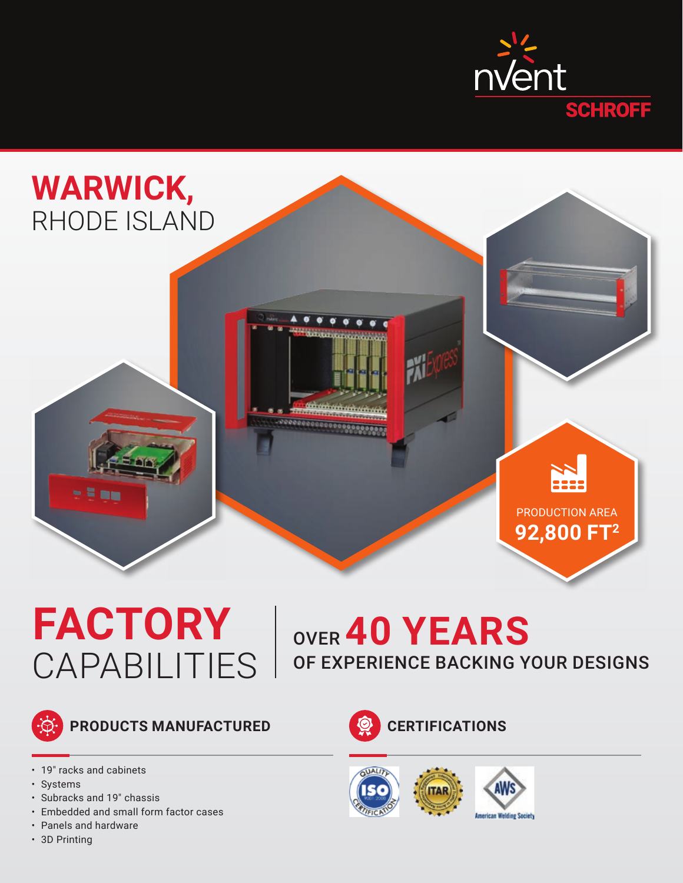nVent SCHROFF

# WARWICK, RHODE ISLAND

PRODUCTION AREA
**92,800 FT$^2$**

# FACTORY CAPABILITIES

## OVER 40 YEARS
OF EXPERIENCE BACKING YOUR DESIGNS

### PRODUCTS MANUFACTURED

- 19" racks and cabinets
- Systems
- Subracks and 19" chassis
- Embedded and small form factor cases
- Panels and hardware
- 3D Printing

### CERTIFICATIONS

QUALITY ISO CERTIFICATION
ITAR
AWS American Welding Society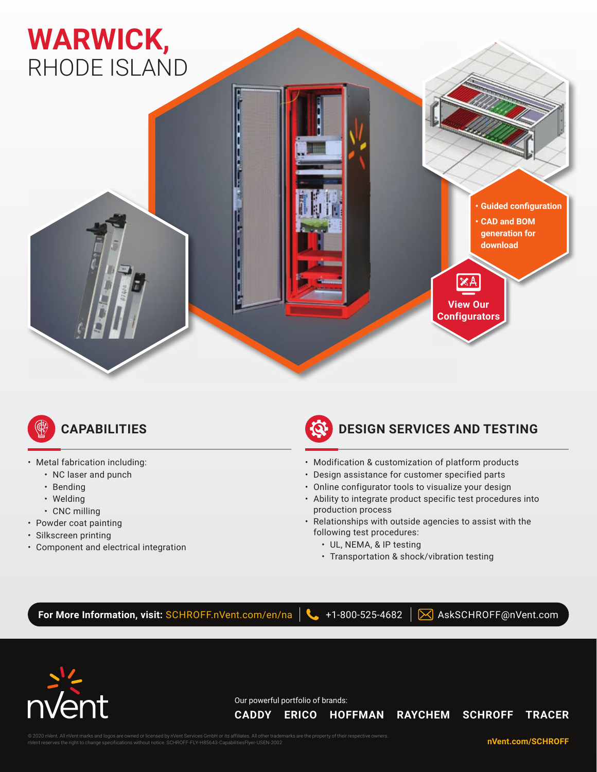# WARWICK, RHODE ISLAND

- Guided configuration
- CAD and BOM generation for download

View Our Configurators

## CAPABILITIES

- Metal fabrication including:
  - NC laser and punch
  - Bending
  - Welding
  - CNC milling
- Powder coat painting
- Silkscreen printing
- Component and electrical integration

## DESIGN SERVICES AND TESTING

- Modification & customization of platform products
- Design assistance for customer specified parts
- Online configurator tools to visualize your design
- Ability to integrate product specific test procedures into production process
- Relationships with outside agencies to assist with the following test procedures:
  - UL, NEMA, & IP testing
  - Transportation & shock/vibration testing

**For More Information, visit:** SCHROFF.nVent.com/en/na | +1-800-525-4682 | AskSCHROFF@nVent.com

nVent

Our powerful portfolio of brands:

**CADDY ERICO HOFFMAN RAYCHEM SCHROFF TRACER**

© 2020 nVent. All nVent marks and logos are owned or licensed by nVent Services GmbH or its affiliates. All other trademarks are the property of their respective owners. nVent reserves the right to change specifications without notice. SCHROFF-FLY-H85643-CapabilitiesFlyer-USEN-2002

**nVent.com/SCHROFF**